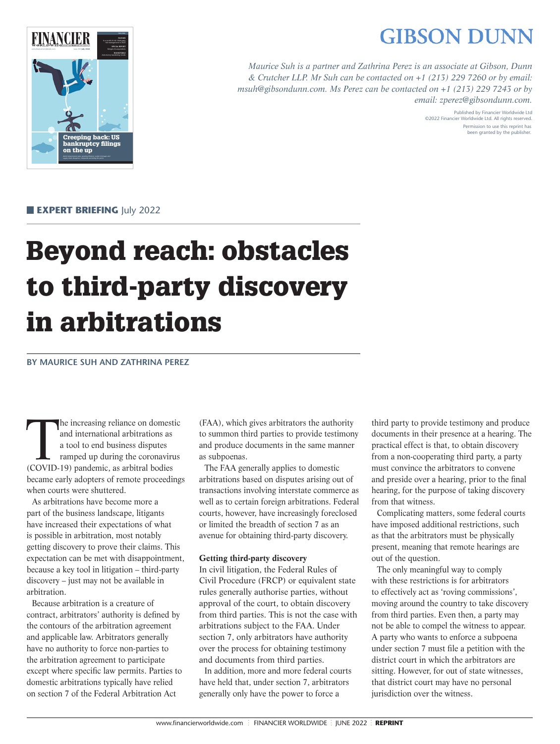GIBSON DUNN

*Maurice Suh is a partner and Zathrina Perez is an associate at Gibson, Dunn & Crutcher LLP. Mr Suh can be contacted on +1 (213) 229 7260 or by email: msuh@gibsondunn.com. Ms Perez can be contacted on +1 (213) 229 7243 or by email: zperez@gibsondunn.com.*

Published by Financier Worldwide Ltd
©2022 Financier Worldwide Ltd. All rights reserved.
Permission to use this reprint has been granted by the publisher.

**EXPERT BRIEFING** July 2022

# Beyond reach: obstacles to third-party discovery in arbitrations

**BY MAURICE SUH AND ZATHRINA PEREZ**

The increasing reliance on domestic and international arbitrations as a tool to end business disputes ramped up during the coronavirus (COVID-19) pandemic, as arbitral bodies became early adopters of remote proceedings when courts were shuttered.

As arbitrations have become more a part of the business landscape, litigants have increased their expectations of what is possible in arbitration, most notably getting discovery to prove their claims. This expectation can be met with disappointment, because a key tool in litigation – third-party discovery – just may not be available in arbitration.

Because arbitration is a creature of contract, arbitrators' authority is defined by the contours of the arbitration agreement and applicable law. Arbitrators generally have no authority to force non-parties to the arbitration agreement to participate except where specific law permits. Parties to domestic arbitrations typically have relied on section 7 of the Federal Arbitration Act (FAA), which gives arbitrators the authority to summon third parties to provide testimony and produce documents in the same manner as subpoenas.

The FAA generally applies to domestic arbitrations based on disputes arising out of transactions involving interstate commerce as well as to certain foreign arbitrations. Federal courts, however, have increasingly foreclosed or limited the breadth of section 7 as an avenue for obtaining third-party discovery.

**Getting third-party discovery**

In civil litigation, the Federal Rules of Civil Procedure (FRCP) or equivalent state rules generally authorise parties, without approval of the court, to obtain discovery from third parties. This is not the case with arbitrations subject to the FAA. Under section 7, only arbitrators have authority over the process for obtaining testimony and documents from third parties.

In addition, more and more federal courts have held that, under section 7, arbitrators generally only have the power to force a third party to provide testimony and produce documents in their presence at a hearing. The practical effect is that, to obtain discovery from a non-cooperating third party, a party must convince the arbitrators to convene and preside over a hearing, prior to the final hearing, for the purpose of taking discovery from that witness.

Complicating matters, some federal courts have imposed additional restrictions, such as that the arbitrators must be physically present, meaning that remote hearings are out of the question.

The only meaningful way to comply with these restrictions is for arbitrators to effectively act as 'roving commissions', moving around the country to take discovery from third parties. Even then, a party may not be able to compel the witness to appear. A party who wants to enforce a subpoena under section 7 must file a petition with the district court in which the arbitrators are sitting. However, for out of state witnesses, that district court may have no personal jurisdiction over the witness.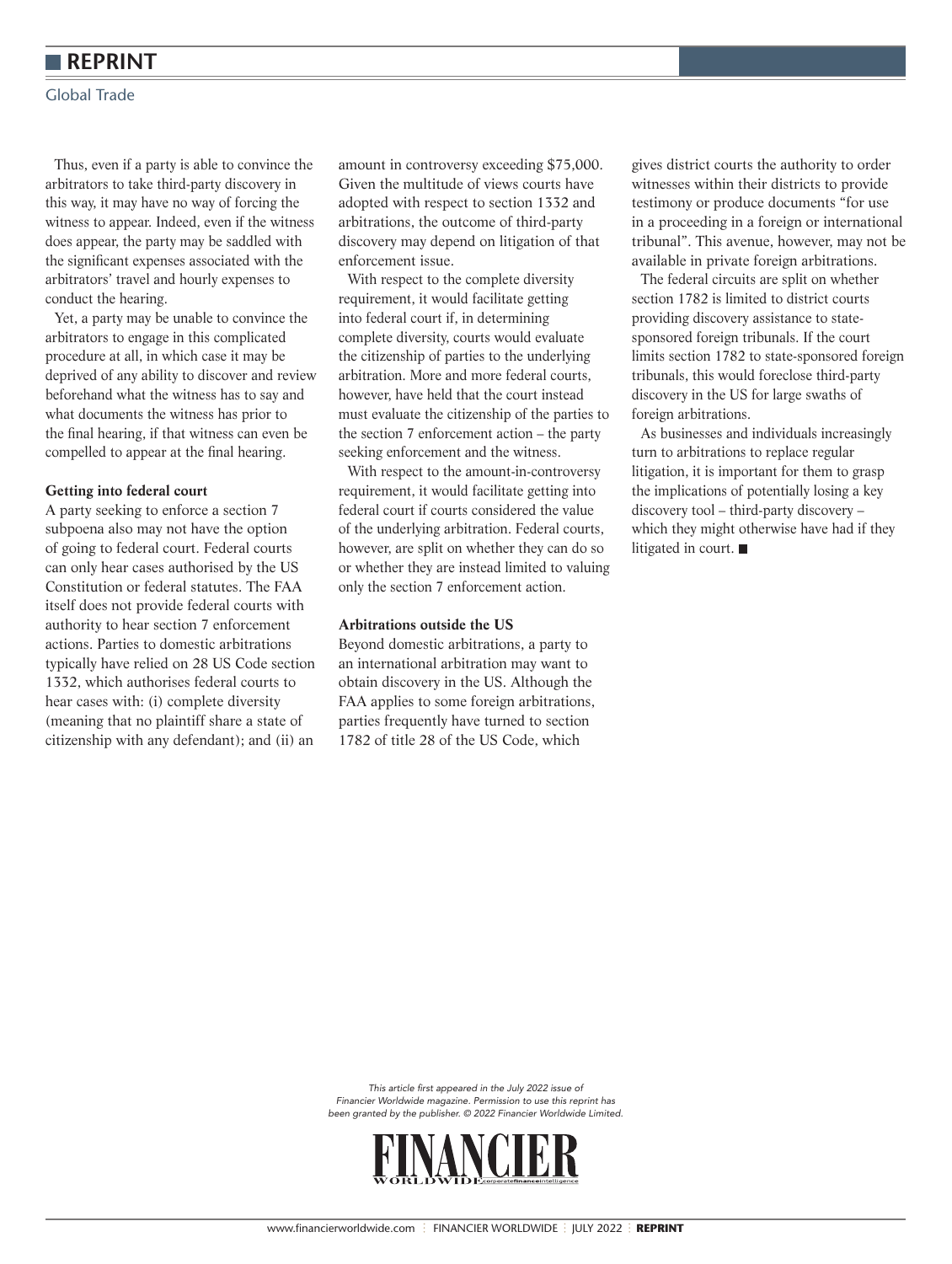Thus, even if a party is able to convince the arbitrators to take third-party discovery in this way, it may have no way of forcing the witness to appear. Indeed, even if the witness does appear, the party may be saddled with the significant expenses associated with the arbitrators' travel and hourly expenses to conduct the hearing.

Yet, a party may be unable to convince the arbitrators to engage in this complicated procedure at all, in which case it may be deprived of any ability to discover and review beforehand what the witness has to say and what documents the witness has prior to the final hearing, if that witness can even be compelled to appear at the final hearing.

#### Getting into federal court

A party seeking to enforce a section 7 subpoena also may not have the option of going to federal court. Federal courts can only hear cases authorised by the US Constitution or federal statutes. The FAA itself does not provide federal courts with authority to hear section 7 enforcement actions. Parties to domestic arbitrations typically have relied on 28 US Code section 1332, which authorises federal courts to hear cases with: (i) complete diversity (meaning that no plaintiff share a state of citizenship with any defendant); and (ii) an amount in controversy exceeding $75,000. Given the multitude of views courts have adopted with respect to section 1332 and arbitrations, the outcome of third-party discovery may depend on litigation of that enforcement issue.

With respect to the complete diversity requirement, it would facilitate getting into federal court if, in determining complete diversity, courts would evaluate the citizenship of parties to the underlying arbitration. More and more federal courts, however, have held that the court instead must evaluate the citizenship of the parties to the section 7 enforcement action – the party seeking enforcement and the witness.

With respect to the amount-in-controversy requirement, it would facilitate getting into federal court if courts considered the value of the underlying arbitration. Federal courts, however, are split on whether they can do so or whether they are instead limited to valuing only the section 7 enforcement action.

#### Arbitrations outside the US

Beyond domestic arbitrations, a party to an international arbitration may want to obtain discovery in the US. Although the FAA applies to some foreign arbitrations, parties frequently have turned to section 1782 of title 28 of the US Code, which gives district courts the authority to order witnesses within their districts to provide testimony or produce documents "for use in a proceeding in a foreign or international tribunal". This avenue, however, may not be available in private foreign arbitrations.

The federal circuits are split on whether section 1782 is limited to district courts providing discovery assistance to state-sponsored foreign tribunals. If the court limits section 1782 to state-sponsored foreign tribunals, this would foreclose third-party discovery in the US for large swaths of foreign arbitrations.

As businesses and individuals increasingly turn to arbitrations to replace regular litigation, it is important for them to grasp the implications of potentially losing a key discovery tool – third-party discovery – which they might otherwise have had if they litigated in court. ■

*This article first appeared in the July 2022 issue of Financier Worldwide magazine. Permission to use this reprint has been granted by the publisher. © 2022 Financier Worldwide Limited.*